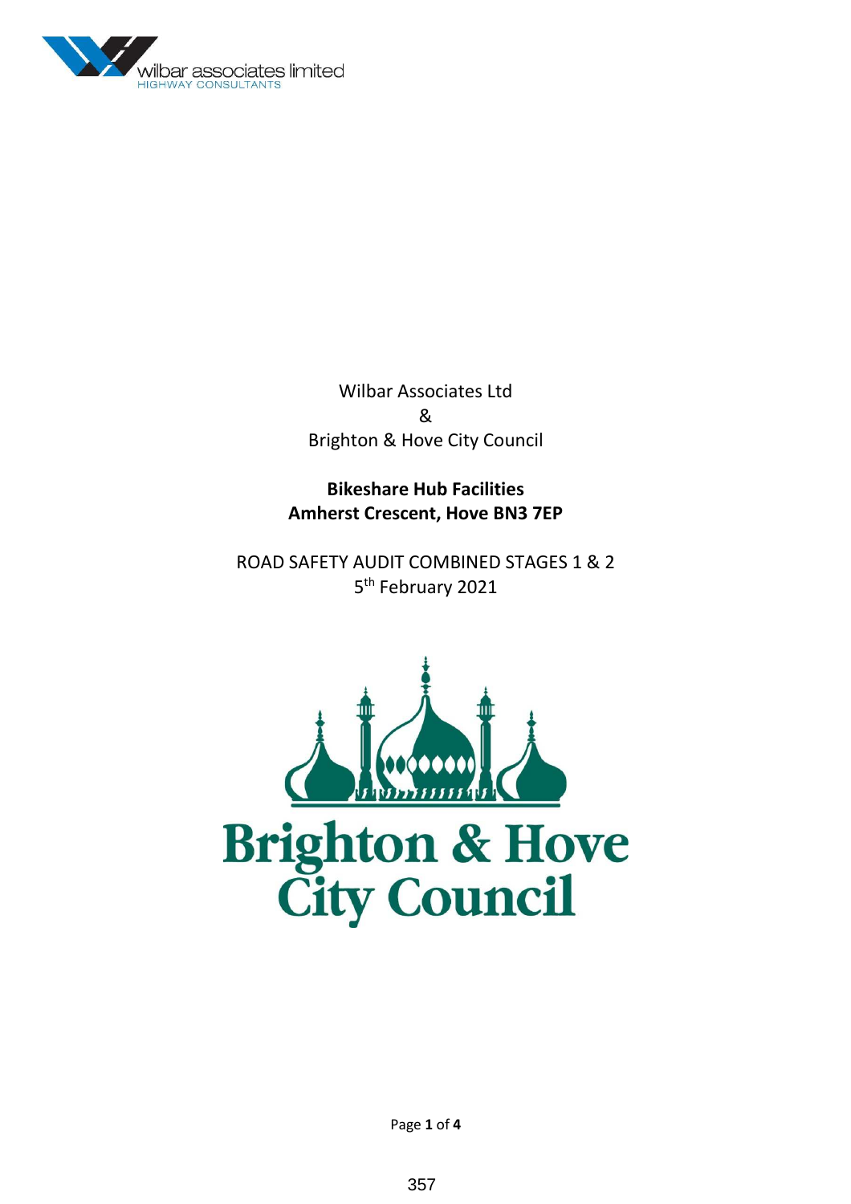wilbar associates limited
HIGHWAY CONSULTANTS

Wilbar Associates Ltd
&
Brighton & Hove City Council

**Bikeshare Hub Facilities**
**Amherst Crescent, Hove BN3 7EP**

ROAD SAFETY AUDIT COMBINED STAGES 1 & 2
5th February 2021

Brighton & Hove City Council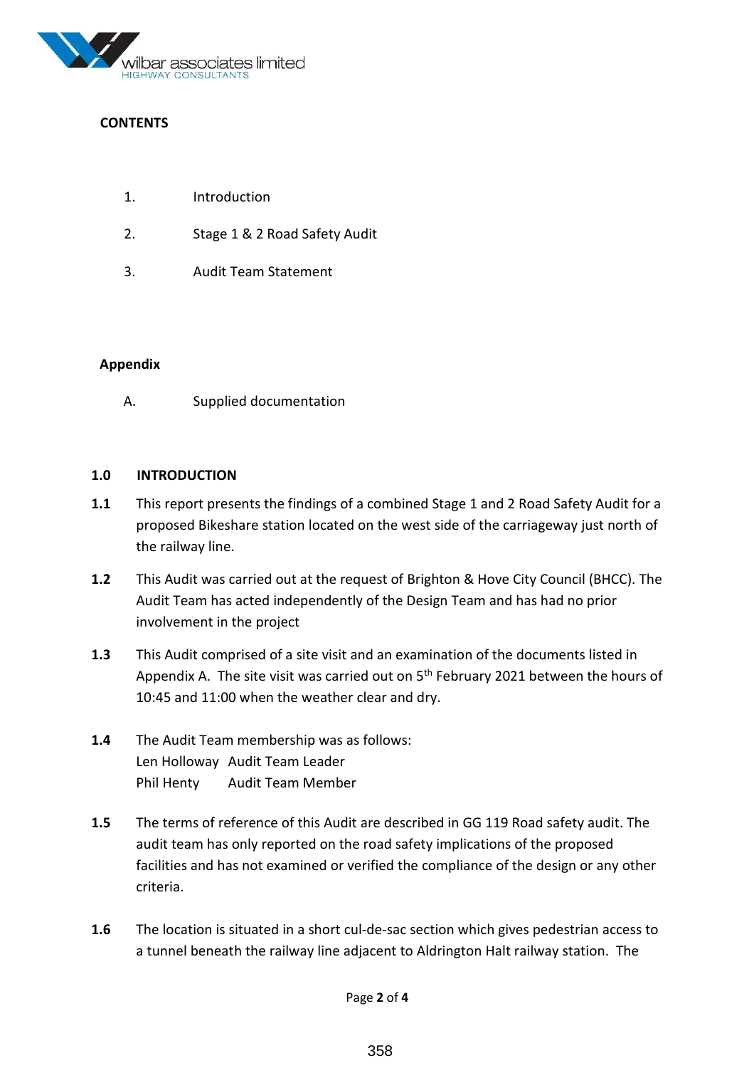## CONTENTS

1. Introduction
2. Stage 1 & 2 Road Safety Audit
3. Audit Team Statement

### Appendix

A. Supplied documentation

## 1.0 INTRODUCTION

**1.1** This report presents the findings of a combined Stage 1 and 2 Road Safety Audit for a proposed Bikeshare station located on the west side of the carriageway just north of the railway line.

**1.2** This Audit was carried out at the request of Brighton & Hove City Council (BHCC). The Audit Team has acted independently of the Design Team and has had no prior involvement in the project

**1.3** This Audit comprised of a site visit and an examination of the documents listed in Appendix A. The site visit was carried out on 5th February 2021 between the hours of 10:45 and 11:00 when the weather clear and dry.

**1.4** The Audit Team membership was as follows:
Len Holloway Audit Team Leader
Phil Henty Audit Team Member

**1.5** The terms of reference of this Audit are described in GG 119 Road safety audit. The audit team has only reported on the road safety implications of the proposed facilities and has not examined or verified the compliance of the design or any other criteria.

**1.6** The location is situated in a short cul-de-sac section which gives pedestrian access to a tunnel beneath the railway line adjacent to Aldrington Halt railway station. The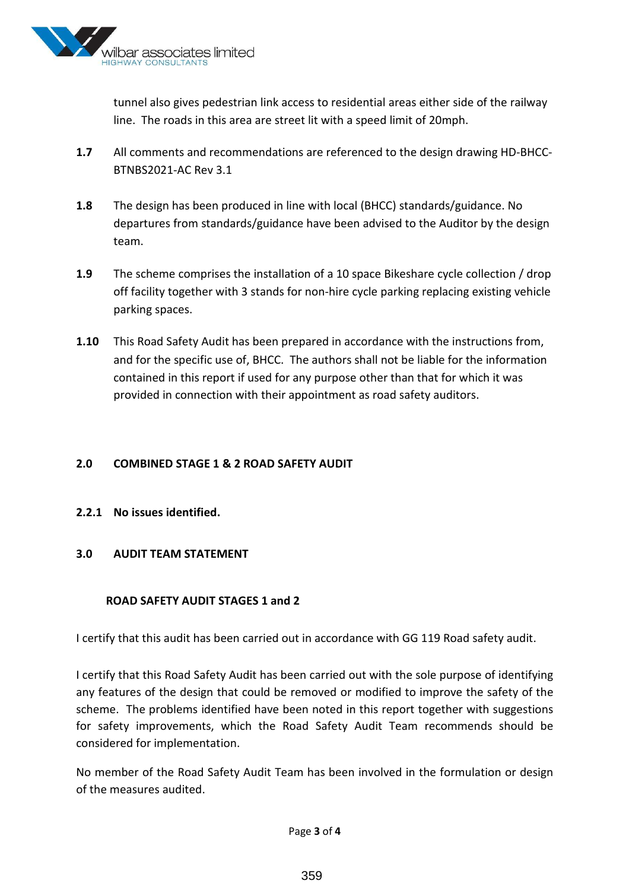tunnel also gives pedestrian link access to residential areas either side of the railway line. The roads in this area are street lit with a speed limit of 20mph.

**1.7** All comments and recommendations are referenced to the design drawing HD-BHCC-BTNBS2021-AC Rev 3.1

**1.8** The design has been produced in line with local (BHCC) standards/guidance. No departures from standards/guidance have been advised to the Auditor by the design team.

**1.9** The scheme comprises the installation of a 10 space Bikeshare cycle collection / drop off facility together with 3 stands for non-hire cycle parking replacing existing vehicle parking spaces.

**1.10** This Road Safety Audit has been prepared in accordance with the instructions from, and for the specific use of, BHCC. The authors shall not be liable for the information contained in this report if used for any purpose other than that for which it was provided in connection with their appointment as road safety auditors.

## 2.0 COMBINED STAGE 1 & 2 ROAD SAFETY AUDIT

**2.2.1 No issues identified.**

## 3.0 AUDIT TEAM STATEMENT

### ROAD SAFETY AUDIT STAGES 1 and 2

I certify that this audit has been carried out in accordance with GG 119 Road safety audit.

I certify that this Road Safety Audit has been carried out with the sole purpose of identifying any features of the design that could be removed or modified to improve the safety of the scheme. The problems identified have been noted in this report together with suggestions for safety improvements, which the Road Safety Audit Team recommends should be considered for implementation.

No member of the Road Safety Audit Team has been involved in the formulation or design of the measures audited.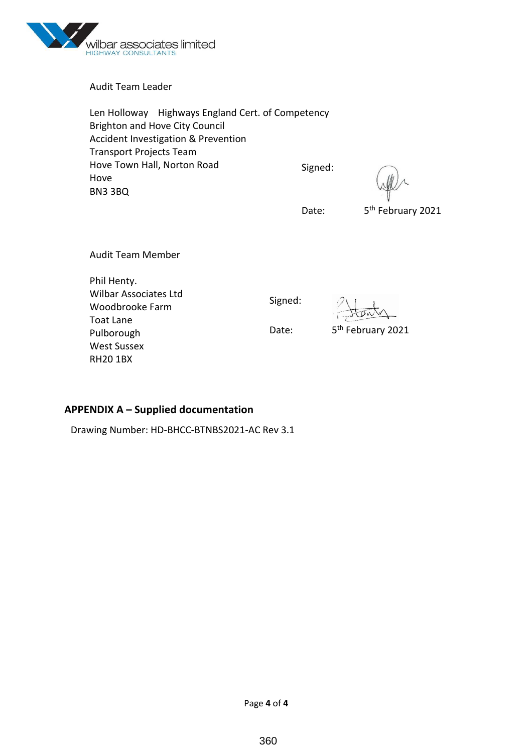Audit Team Leader

Len Holloway    Highways England Cert. of Competency
Brighton and Hove City Council
Accident Investigation & Prevention
Transport Projects Team
Hove Town Hall, Norton Road
Hove
BN3 3BQ

Signed:

Date: 5th February 2021

Audit Team Member

Phil Henty.
Wilbar Associates Ltd
Woodbrooke Farm
Toat Lane
Pulborough
West Sussex
RH20 1BX

Signed:

Date: 5th February 2021

## APPENDIX A – Supplied documentation

Drawing Number: HD-BHCC-BTNBS2021-AC Rev 3.1